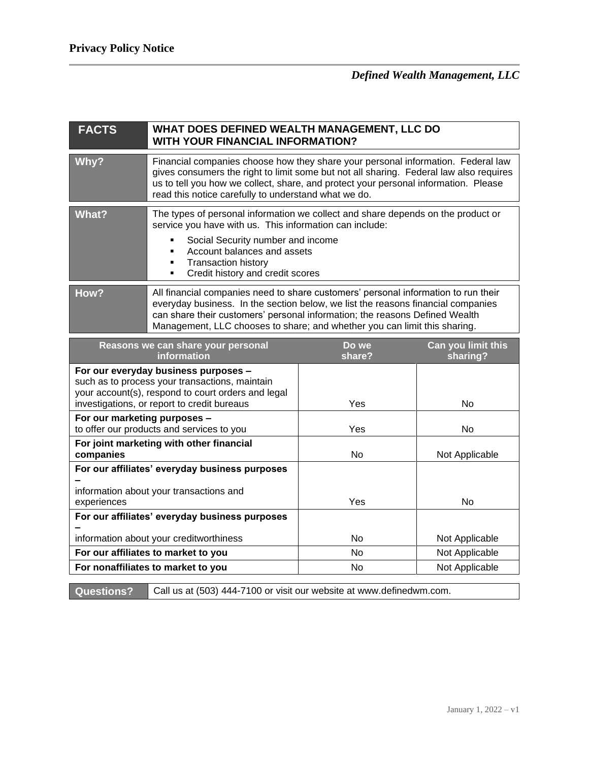# Privacy Policy Notice

*Defined Wealth Management, LLC*

| FACTS | WHAT DOES DEFINED WEALTH MANAGEMENT, LLC DO WITH YOUR FINANCIAL INFORMATION? |
|---|---|
| **Why?** | Financial companies choose how they share your personal information. Federal law gives consumers the right to limit some but not all sharing. Federal law also requires us to tell you how we collect, share, and protect your personal information. Please read this notice carefully to understand what we do. |
| **What?** | The types of personal information we collect and share depends on the product or service you have with us. This information can include:<br>▪ Social Security number and income<br>▪ Account balances and assets<br>▪ Transaction history<br>▪ Credit history and credit scores |
| **How?** | All financial companies need to share customers' personal information to run their everyday business. In the section below, we list the reasons financial companies can share their customers' personal information; the reasons Defined Wealth Management, LLC chooses to share; and whether you can limit this sharing. |

| Reasons we can share your personal information | Do we share? | Can you limit this sharing? |
|---|---|---|
| **For our everyday business purposes –** such as to process your transactions, maintain your account(s), respond to court orders and legal investigations, or report to credit bureaus | Yes | No |
| **For our marketing purposes –** to offer our products and services to you | Yes | No |
| **For joint marketing with other financial companies** | No | Not Applicable |
| **For our affiliates' everyday business purposes –** information about your transactions and experiences | Yes | No |
| **For our affiliates' everyday business purposes –** information about your creditworthiness | No | Not Applicable |
| **For our affiliates to market to you** | No | Not Applicable |
| **For nonaffiliates to market to you** | No | Not Applicable |

| Questions? | Call us at (503) 444-7100 or visit our website at www.definedwm.com. |
|---|---|

January 1, 2022 – v1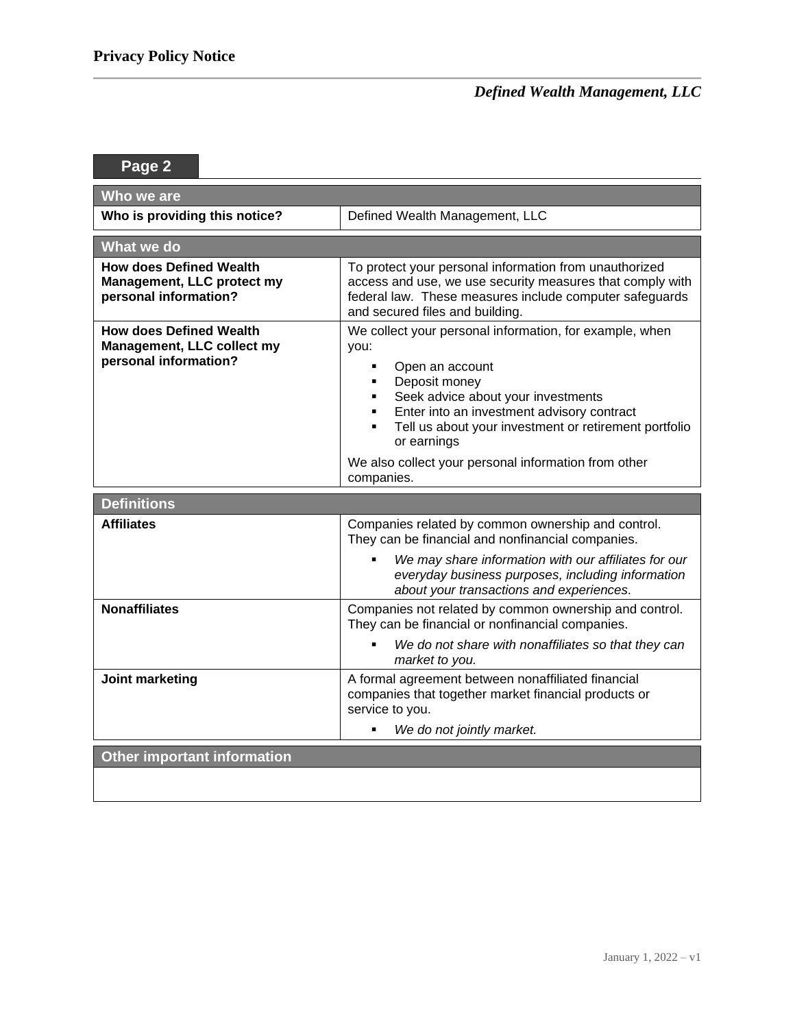# Privacy Policy Notice

*Defined Wealth Management, LLC*

**Page 2**

| **Who we are** | |
|---|---|
| **Who is providing this notice?** | Defined Wealth Management, LLC |

| **What we do** | |
|---|---|
| **How does Defined Wealth Management, LLC protect my personal information?** | To protect your personal information from unauthorized access and use, we use security measures that comply with federal law. These measures include computer safeguards and secured files and building. |
| **How does Defined Wealth Management, LLC collect my personal information?** | We collect your personal information, for example, when you:<br>▪ Open an account<br>▪ Deposit money<br>▪ Seek advice about your investments<br>▪ Enter into an investment advisory contract<br>▪ Tell us about your investment or retirement portfolio or earnings<br><br>We also collect your personal information from other companies. |

| **Definitions** | |
|---|---|
| **Affiliates** | Companies related by common ownership and control. They can be financial and nonfinancial companies.<br>▪ *We may share information with our affiliates for our everyday business purposes, including information about your transactions and experiences.* |
| **Nonaffiliates** | Companies not related by common ownership and control. They can be financial or nonfinancial companies.<br>▪ *We do not share with nonaffiliates so that they can market to you.* |
| **Joint marketing** | A formal agreement between nonaffiliated financial companies that together market financial products or service to you.<br>▪ *We do not jointly market.* |

| **Other important information** |
|---|
| |

January 1, 2022 – v1